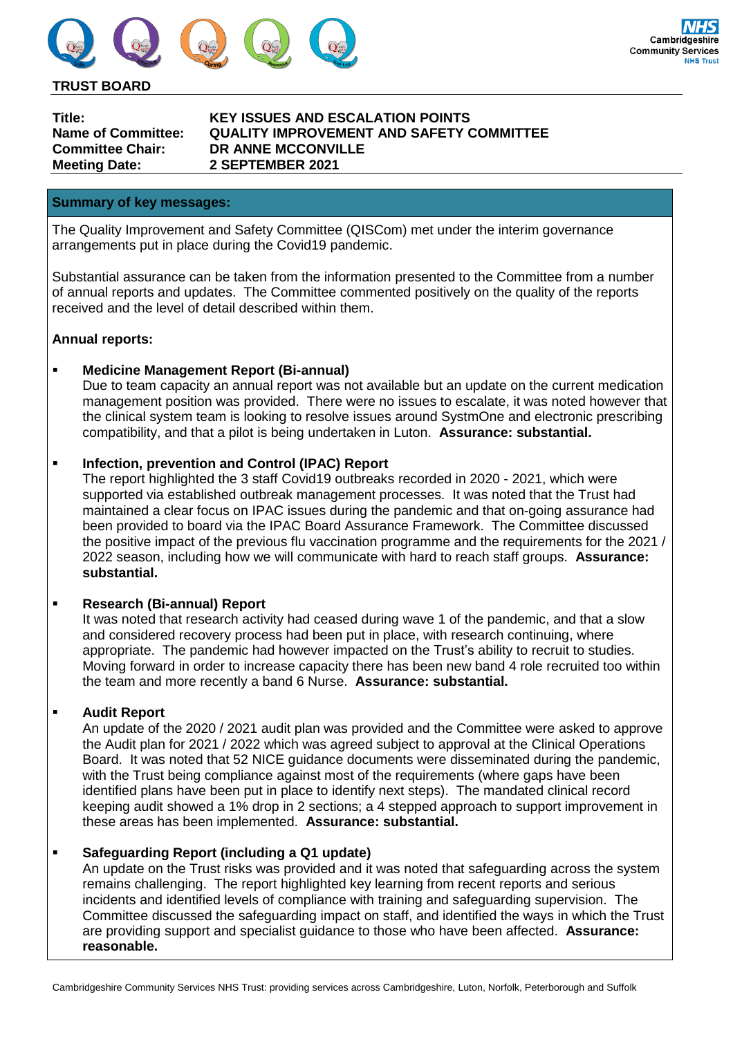**TRUST BOARD**

| | |
|---|---|
| **Title:** | **KEY ISSUES AND ESCALATION POINTS** |
| **Name of Committee:** | **QUALITY IMPROVEMENT AND SAFETY COMMITTEE** |
| **Committee Chair:** | **DR ANNE MCCONVILLE** |
| **Meeting Date:** | **2 SEPTEMBER 2021** |

## Summary of key messages:

The Quality Improvement and Safety Committee (QISCom) met under the interim governance arrangements put in place during the Covid19 pandemic.

Substantial assurance can be taken from the information presented to the Committee from a number of annual reports and updates. The Committee commented positively on the quality of the reports received and the level of detail described within them.

**Annual reports:**

- **Medicine Management Report (Bi-annual)**
  Due to team capacity an annual report was not available but an update on the current medication management position was provided. There were no issues to escalate, it was noted however that the clinical system team is looking to resolve issues around SystmOne and electronic prescribing compatibility, and that a pilot is being undertaken in Luton. **Assurance: substantial.**

- **Infection, prevention and Control (IPAC) Report**
  The report highlighted the 3 staff Covid19 outbreaks recorded in 2020 - 2021, which were supported via established outbreak management processes. It was noted that the Trust had maintained a clear focus on IPAC issues during the pandemic and that on-going assurance had been provided to board via the IPAC Board Assurance Framework. The Committee discussed the positive impact of the previous flu vaccination programme and the requirements for the 2021 / 2022 season, including how we will communicate with hard to reach staff groups. **Assurance: substantial.**

- **Research (Bi-annual) Report**
  It was noted that research activity had ceased during wave 1 of the pandemic, and that a slow and considered recovery process had been put in place, with research continuing, where appropriate. The pandemic had however impacted on the Trust's ability to recruit to studies. Moving forward in order to increase capacity there has been new band 4 role recruited too within the team and more recently a band 6 Nurse. **Assurance: substantial.**

- **Audit Report**
  An update of the 2020 / 2021 audit plan was provided and the Committee were asked to approve the Audit plan for 2021 / 2022 which was agreed subject to approval at the Clinical Operations Board. It was noted that 52 NICE guidance documents were disseminated during the pandemic, with the Trust being compliance against most of the requirements (where gaps have been identified plans have been put in place to identify next steps). The mandated clinical record keeping audit showed a 1% drop in 2 sections; a 4 stepped approach to support improvement in these areas has been implemented. **Assurance: substantial.**

- **Safeguarding Report (including a Q1 update)**
  An update on the Trust risks was provided and it was noted that safeguarding across the system remains challenging. The report highlighted key learning from recent reports and serious incidents and identified levels of compliance with training and safeguarding supervision. The Committee discussed the safeguarding impact on staff, and identified the ways in which the Trust are providing support and specialist guidance to those who have been affected. **Assurance: reasonable.**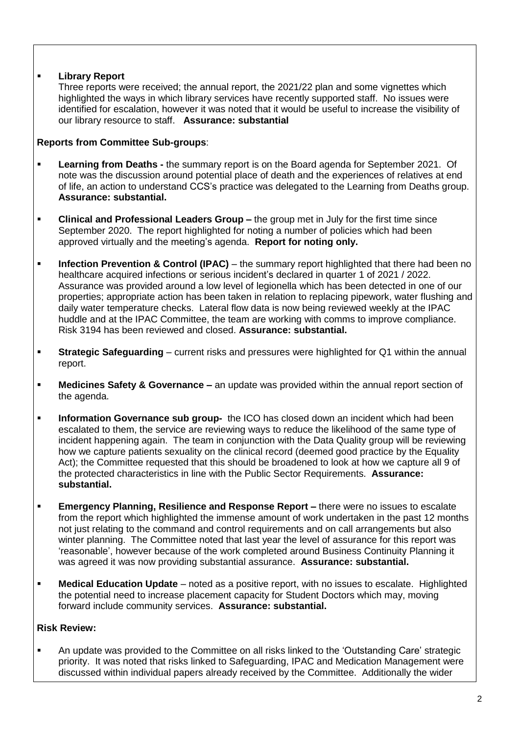- **Library Report**
  Three reports were received; the annual report, the 2021/22 plan and some vignettes which highlighted the ways in which library services have recently supported staff. No issues were identified for escalation, however it was noted that it would be useful to increase the visibility of our library resource to staff. **Assurance: substantial**

**Reports from Committee Sub-groups**:

- **Learning from Deaths -** the summary report is on the Board agenda for September 2021. Of note was the discussion around potential place of death and the experiences of relatives at end of life, an action to understand CCS's practice was delegated to the Learning from Deaths group. **Assurance: substantial.**

- **Clinical and Professional Leaders Group –** the group met in July for the first time since September 2020. The report highlighted for noting a number of policies which had been approved virtually and the meeting's agenda. **Report for noting only.**

- **Infection Prevention & Control (IPAC)** – the summary report highlighted that there had been no healthcare acquired infections or serious incident's declared in quarter 1 of 2021 / 2022. Assurance was provided around a low level of legionella which has been detected in one of our properties; appropriate action has been taken in relation to replacing pipework, water flushing and daily water temperature checks. Lateral flow data is now being reviewed weekly at the IPAC huddle and at the IPAC Committee, the team are working with comms to improve compliance. Risk 3194 has been reviewed and closed. **Assurance: substantial.**

- **Strategic Safeguarding** – current risks and pressures were highlighted for Q1 within the annual report.

- **Medicines Safety & Governance –** an update was provided within the annual report section of the agenda.

- **Information Governance sub group-** the ICO has closed down an incident which had been escalated to them, the service are reviewing ways to reduce the likelihood of the same type of incident happening again. The team in conjunction with the Data Quality group will be reviewing how we capture patients sexuality on the clinical record (deemed good practice by the Equality Act); the Committee requested that this should be broadened to look at how we capture all 9 of the protected characteristics in line with the Public Sector Requirements. **Assurance: substantial.**

- **Emergency Planning, Resilience and Response Report –** there were no issues to escalate from the report which highlighted the immense amount of work undertaken in the past 12 months not just relating to the command and control requirements and on call arrangements but also winter planning. The Committee noted that last year the level of assurance for this report was 'reasonable', however because of the work completed around Business Continuity Planning it was agreed it was now providing substantial assurance. **Assurance: substantial.**

- **Medical Education Update** – noted as a positive report, with no issues to escalate. Highlighted the potential need to increase placement capacity for Student Doctors which may, moving forward include community services. **Assurance: substantial.**

**Risk Review:**

- An update was provided to the Committee on all risks linked to the 'Outstanding Care' strategic priority. It was noted that risks linked to Safeguarding, IPAC and Medication Management were discussed within individual papers already received by the Committee. Additionally the wider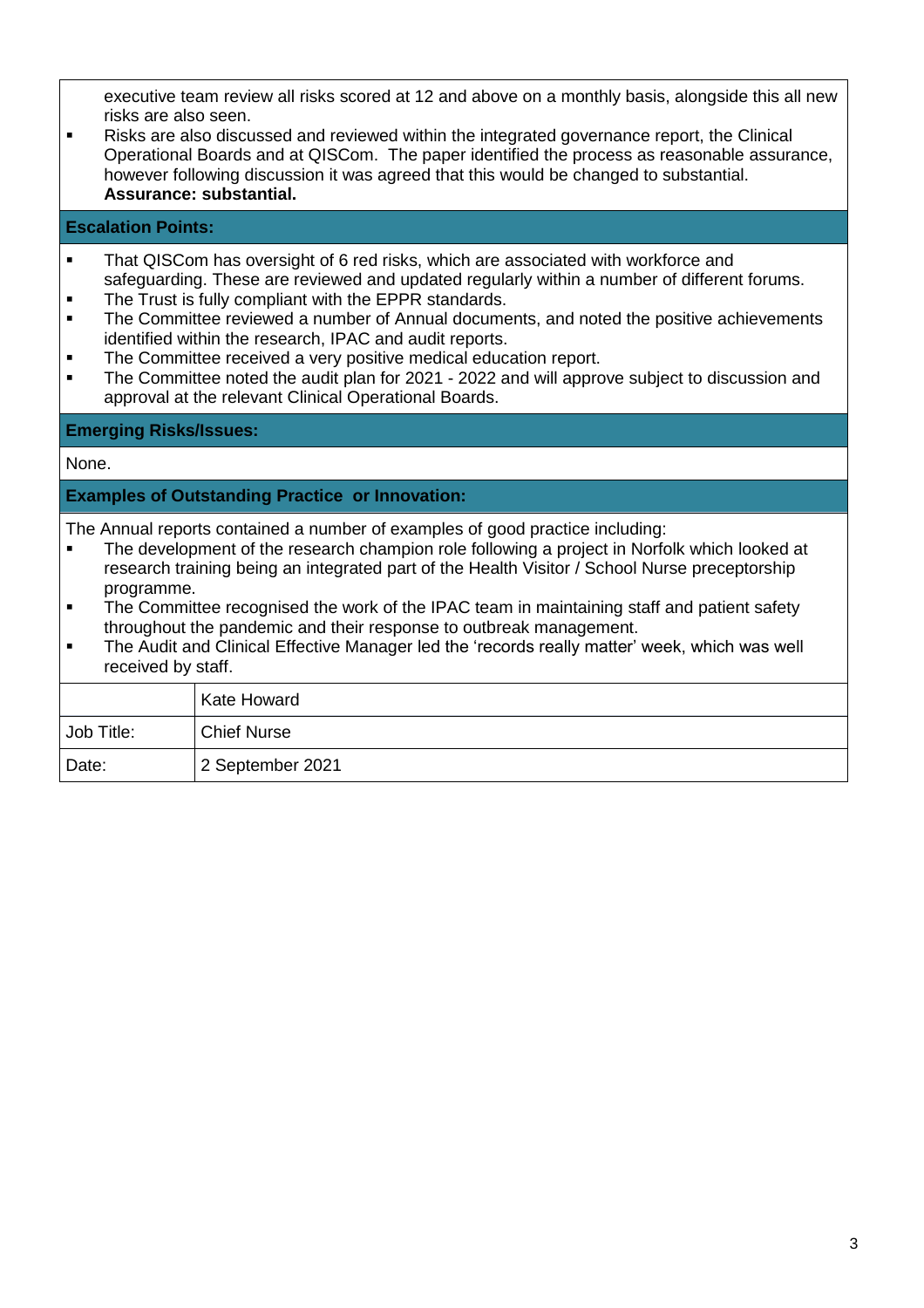executive team review all risks scored at 12 and above on a monthly basis, alongside this all new risks are also seen.

- Risks are also discussed and reviewed within the integrated governance report, the Clinical Operational Boards and at QISCom. The paper identified the process as reasonable assurance, however following discussion it was agreed that this would be changed to substantial.
  **Assurance: substantial.**

**Escalation Points:**

- That QISCom has oversight of 6 red risks, which are associated with workforce and safeguarding. These are reviewed and updated regularly within a number of different forums.
- The Trust is fully compliant with the EPPR standards.
- The Committee reviewed a number of Annual documents, and noted the positive achievements identified within the research, IPAC and audit reports.
- The Committee received a very positive medical education report.
- The Committee noted the audit plan for 2021 - 2022 and will approve subject to discussion and approval at the relevant Clinical Operational Boards.

**Emerging Risks/Issues:**

None.

**Examples of Outstanding Practice or Innovation:**

The Annual reports contained a number of examples of good practice including:

- The development of the research champion role following a project in Norfolk which looked at research training being an integrated part of the Health Visitor / School Nurse preceptorship programme.
- The Committee recognised the work of the IPAC team in maintaining staff and patient safety throughout the pandemic and their response to outbreak management.
- The Audit and Clinical Effective Manager led the 'records really matter' week, which was well received by staff.

| | |
|---|---|
| | Kate Howard |
| Job Title: | Chief Nurse |
| Date: | 2 September 2021 |